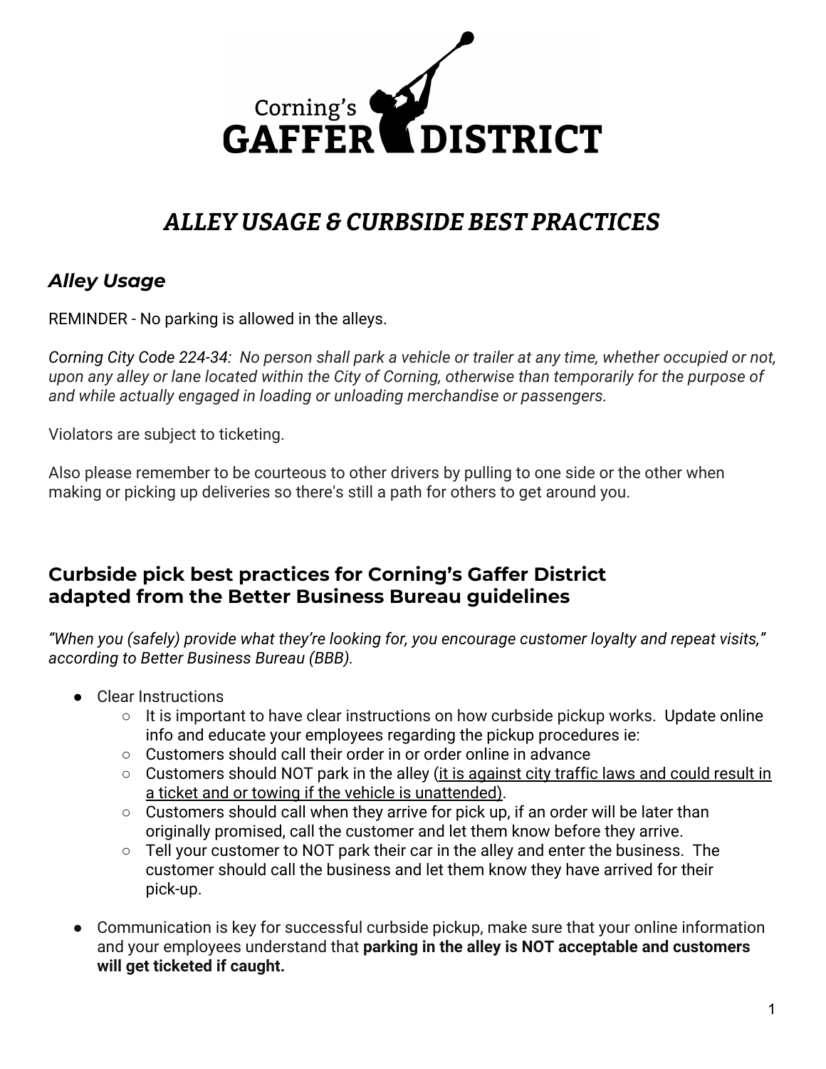Corning's **GAFFER DISTRICT**

# *ALLEY USAGE & CURBSIDE BEST PRACTICES*

## *Alley Usage*

REMINDER - No parking is allowed in the alleys.

*Corning City Code 224-34: No person shall park a vehicle or trailer at any time, whether occupied or not, upon any alley or lane located within the City of Corning, otherwise than temporarily for the purpose of and while actually engaged in loading or unloading merchandise or passengers.*

Violators are subject to ticketing.

Also please remember to be courteous to other drivers by pulling to one side or the other when making or picking up deliveries so there's still a path for others to get around you.

## Curbside pick best practices for Corning's Gaffer District adapted from the Better Business Bureau guidelines

*"When you (safely) provide what they're looking for, you encourage customer loyalty and repeat visits," according to Better Business Bureau (BBB).*

- Clear Instructions
  - It is important to have clear instructions on how curbside pickup works. Update online info and educate your employees regarding the pickup procedures ie:
  - Customers should call their order in or order online in advance
  - Customers should NOT park in the alley (<u>it is against city traffic laws and could result in a ticket and or towing if the vehicle is unattended</u>).
  - Customers should call when they arrive for pick up, if an order will be later than originally promised, call the customer and let them know before they arrive.
  - Tell your customer to NOT park their car in the alley and enter the business. The customer should call the business and let them know they have arrived for their pick-up.

- Communication is key for successful curbside pickup, make sure that your online information and your employees understand that **parking in the alley is NOT acceptable and customers will get ticketed if caught.**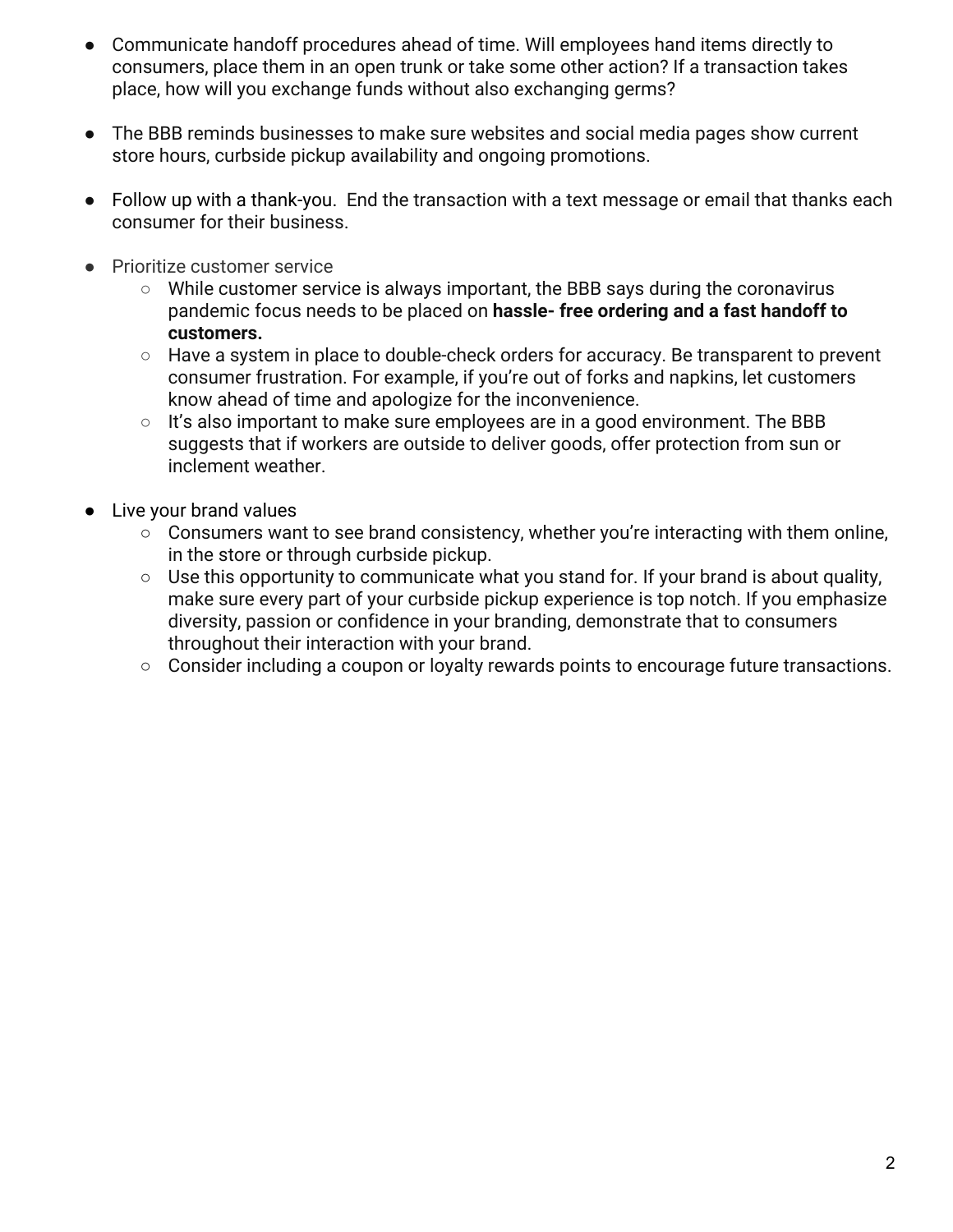- Communicate handoff procedures ahead of time. Will employees hand items directly to consumers, place them in an open trunk or take some other action? If a transaction takes place, how will you exchange funds without also exchanging germs?

- The BBB reminds businesses to make sure websites and social media pages show current store hours, curbside pickup availability and ongoing promotions.

- Follow up with a thank-you. End the transaction with a text message or email that thanks each consumer for their business.

- Prioritize customer service
    - While customer service is always important, the BBB says during the coronavirus pandemic focus needs to be placed on **hassle- free ordering and a fast handoff to customers.**
    - Have a system in place to double-check orders for accuracy. Be transparent to prevent consumer frustration. For example, if you're out of forks and napkins, let customers know ahead of time and apologize for the inconvenience.
    - It's also important to make sure employees are in a good environment. The BBB suggests that if workers are outside to deliver goods, offer protection from sun or inclement weather.

- Live your brand values
    - Consumers want to see brand consistency, whether you're interacting with them online, in the store or through curbside pickup.
    - Use this opportunity to communicate what you stand for. If your brand is about quality, make sure every part of your curbside pickup experience is top notch. If you emphasize diversity, passion or confidence in your branding, demonstrate that to consumers throughout their interaction with your brand.
    - Consider including a coupon or loyalty rewards points to encourage future transactions.